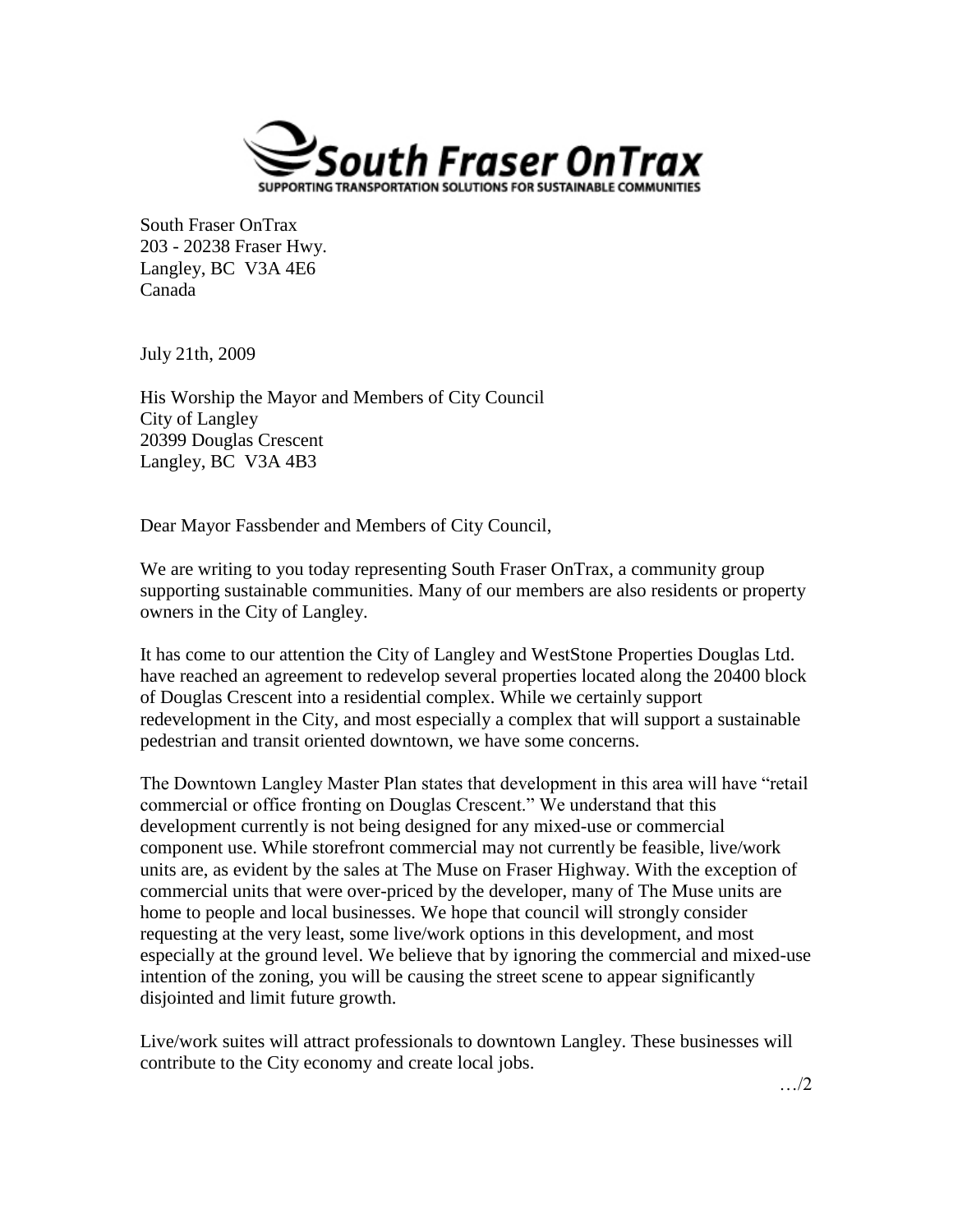**South Fraser OnTrax**

SUPPORTING TRANSPORTATION SOLUTIONS FOR SUSTAINABLE COMMUNITIES

South Fraser OnTrax
203 - 20238 Fraser Hwy.
Langley, BC V3A 4E6
Canada

July 21th, 2009

His Worship the Mayor and Members of City Council
City of Langley
20399 Douglas Crescent
Langley, BC V3A 4B3

Dear Mayor Fassbender and Members of City Council,

We are writing to you today representing South Fraser OnTrax, a community group supporting sustainable communities. Many of our members are also residents or property owners in the City of Langley.

It has come to our attention the City of Langley and WestStone Properties Douglas Ltd. have reached an agreement to redevelop several properties located along the 20400 block of Douglas Crescent into a residential complex. While we certainly support redevelopment in the City, and most especially a complex that will support a sustainable pedestrian and transit oriented downtown, we have some concerns.

The Downtown Langley Master Plan states that development in this area will have "retail commercial or office fronting on Douglas Crescent." We understand that this development currently is not being designed for any mixed-use or commercial component use. While storefront commercial may not currently be feasible, live/work units are, as evident by the sales at The Muse on Fraser Highway. With the exception of commercial units that were over-priced by the developer, many of The Muse units are home to people and local businesses. We hope that council will strongly consider requesting at the very least, some live/work options in this development, and most especially at the ground level. We believe that by ignoring the commercial and mixed-use intention of the zoning, you will be causing the street scene to appear significantly disjointed and limit future growth.

Live/work suites will attract professionals to downtown Langley. These businesses will contribute to the City economy and create local jobs.

…/2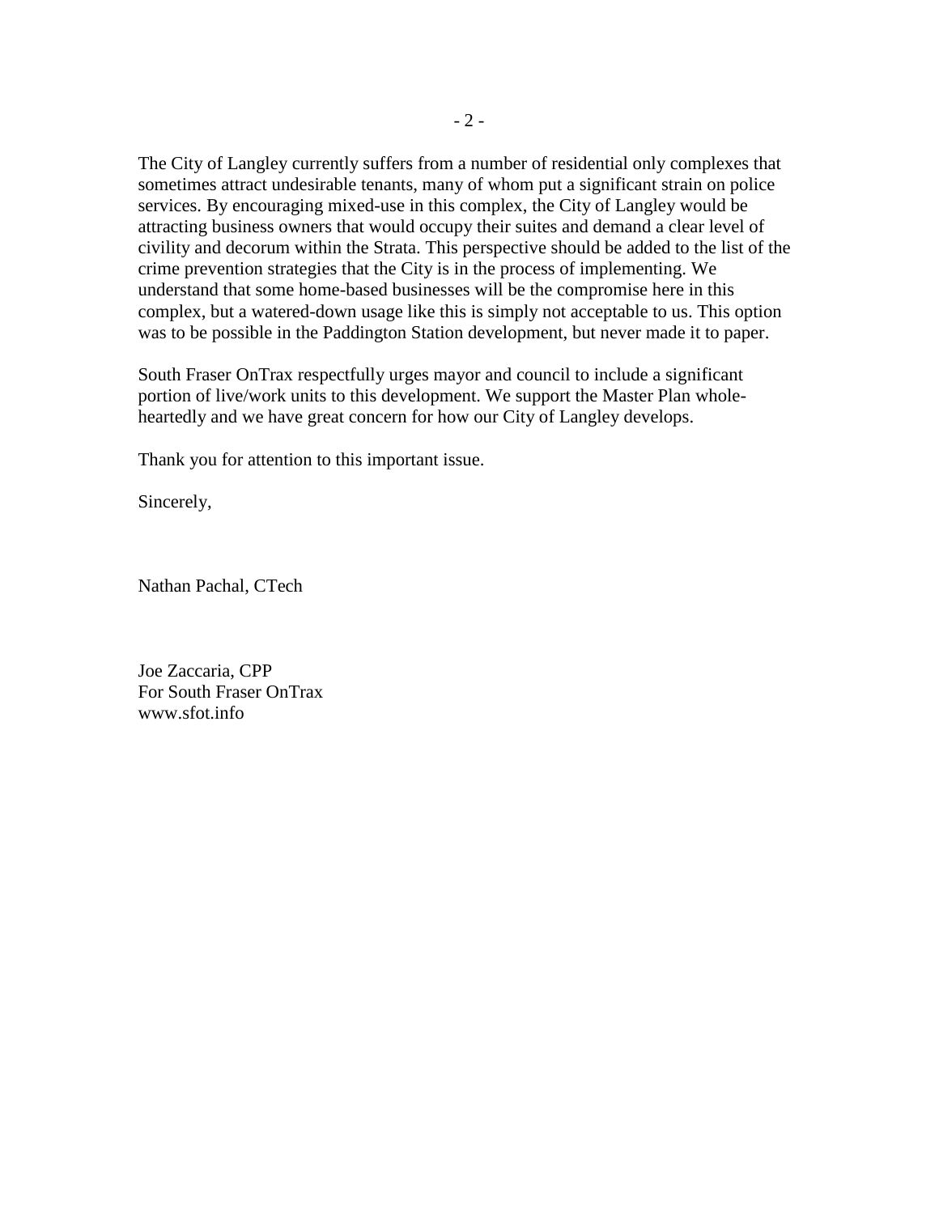The City of Langley currently suffers from a number of residential only complexes that sometimes attract undesirable tenants, many of whom put a significant strain on police services. By encouraging mixed-use in this complex, the City of Langley would be attracting business owners that would occupy their suites and demand a clear level of civility and decorum within the Strata. This perspective should be added to the list of the crime prevention strategies that the City is in the process of implementing. We understand that some home-based businesses will be the compromise here in this complex, but a watered-down usage like this is simply not acceptable to us. This option was to be possible in the Paddington Station development, but never made it to paper.

South Fraser OnTrax respectfully urges mayor and council to include a significant portion of live/work units to this development. We support the Master Plan whole-heartedly and we have great concern for how our City of Langley develops.

Thank you for attention to this important issue.

Sincerely,

Nathan Pachal, CTech

Joe Zaccaria, CPP
For South Fraser OnTrax
www.sfot.info